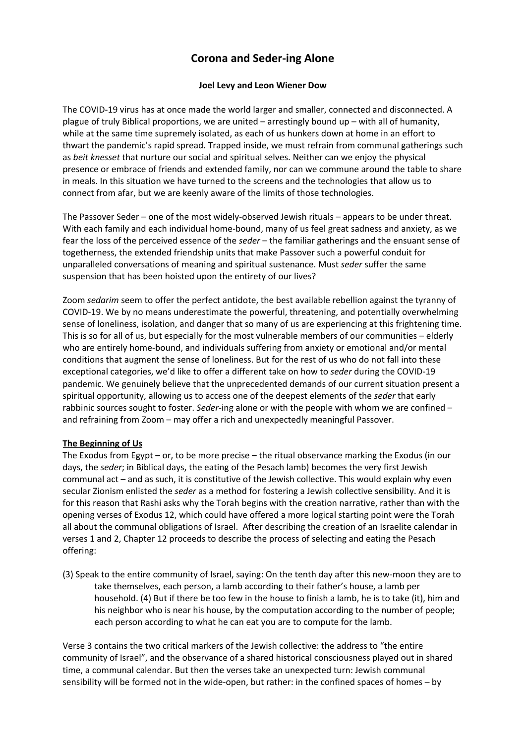# Corona and Seder-ing Alone

**Joel Levy and Leon Wiener Dow**

The COVID-19 virus has at once made the world larger and smaller, connected and disconnected. A plague of truly Biblical proportions, we are united – arrestingly bound up – with all of humanity, while at the same time supremely isolated, as each of us hunkers down at home in an effort to thwart the pandemic's rapid spread. Trapped inside, we must refrain from communal gatherings such as *beit knesset* that nurture our social and spiritual selves. Neither can we enjoy the physical presence or embrace of friends and extended family, nor can we commune around the table to share in meals. In this situation we have turned to the screens and the technologies that allow us to connect from afar, but we are keenly aware of the limits of those technologies.

The Passover Seder – one of the most widely-observed Jewish rituals – appears to be under threat. With each family and each individual home-bound, many of us feel great sadness and anxiety, as we fear the loss of the perceived essence of the *seder* – the familiar gatherings and the ensuant sense of togetherness, the extended friendship units that make Passover such a powerful conduit for unparalleled conversations of meaning and spiritual sustenance. Must *seder* suffer the same suspension that has been hoisted upon the entirety of our lives?

Zoom *sedarim* seem to offer the perfect antidote, the best available rebellion against the tyranny of COVID-19. We by no means underestimate the powerful, threatening, and potentially overwhelming sense of loneliness, isolation, and danger that so many of us are experiencing at this frightening time. This is so for all of us, but especially for the most vulnerable members of our communities – elderly who are entirely home-bound, and individuals suffering from anxiety or emotional and/or mental conditions that augment the sense of loneliness. But for the rest of us who do not fall into these exceptional categories, we'd like to offer a different take on how to *seder* during the COVID-19 pandemic. We genuinely believe that the unprecedented demands of our current situation present a spiritual opportunity, allowing us to access one of the deepest elements of the *seder* that early rabbinic sources sought to foster. *Seder*-ing alone or with the people with whom we are confined – and refraining from Zoom – may offer a rich and unexpectedly meaningful Passover.

## The Beginning of Us

The Exodus from Egypt – or, to be more precise – the ritual observance marking the Exodus (in our days, the *seder*; in Biblical days, the eating of the Pesach lamb) becomes the very first Jewish communal act – and as such, it is constitutive of the Jewish collective. This would explain why even secular Zionism enlisted the *seder* as a method for fostering a Jewish collective sensibility. And it is for this reason that Rashi asks why the Torah begins with the creation narrative, rather than with the opening verses of Exodus 12, which could have offered a more logical starting point were the Torah all about the communal obligations of Israel. After describing the creation of an Israelite calendar in verses 1 and 2, Chapter 12 proceeds to describe the process of selecting and eating the Pesach offering:

> (3) Speak to the entire community of Israel, saying: On the tenth day after this new-moon they are to take themselves, each person, a lamb according to their father's house, a lamb per household. (4) But if there be too few in the house to finish a lamb, he is to take (it), him and his neighbor who is near his house, by the computation according to the number of people; each person according to what he can eat you are to compute for the lamb.

Verse 3 contains the two critical markers of the Jewish collective: the address to "the entire community of Israel", and the observance of a shared historical consciousness played out in shared time, a communal calendar. But then the verses take an unexpected turn: Jewish communal sensibility will be formed not in the wide-open, but rather: in the confined spaces of homes – by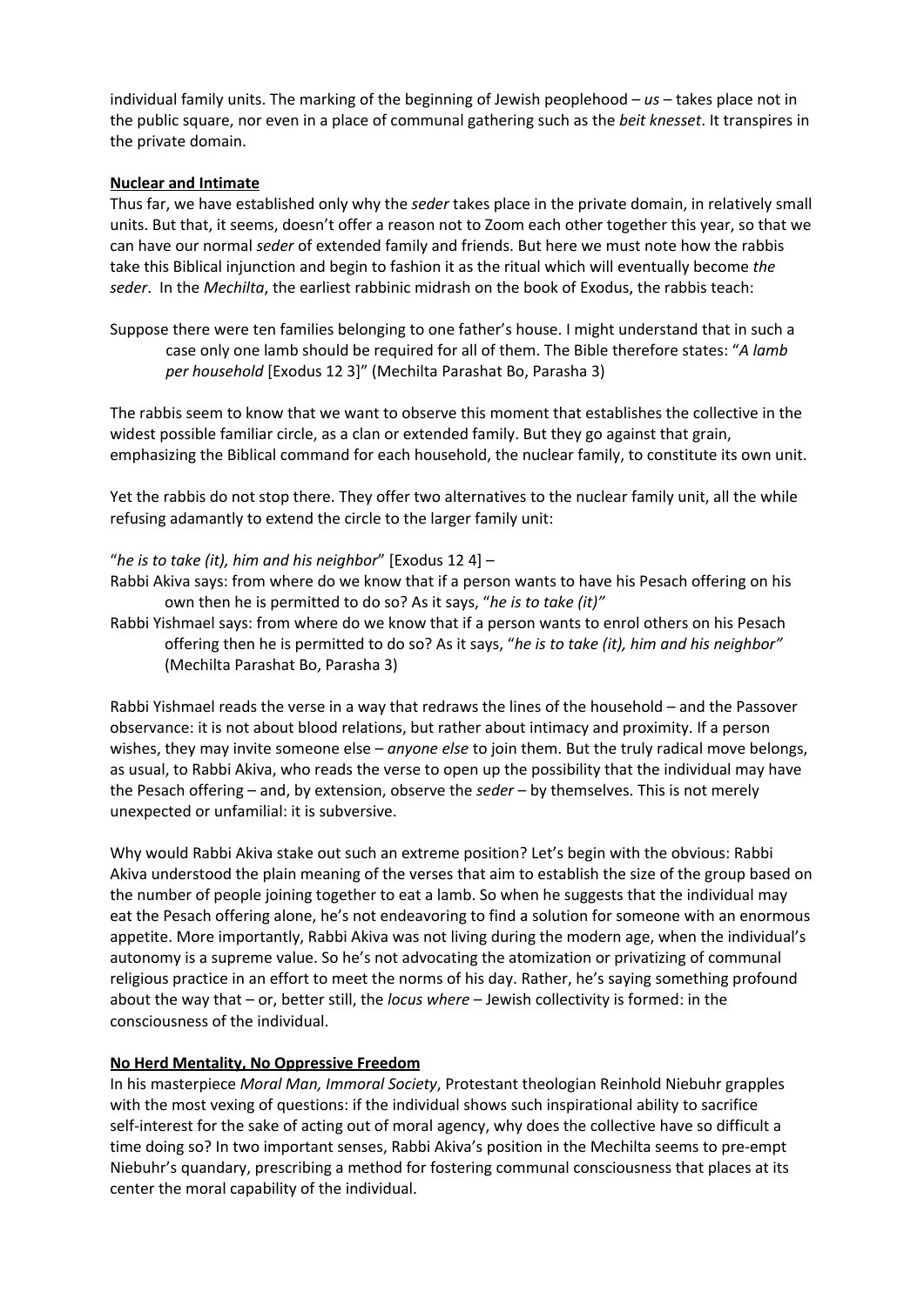individual family units. The marking of the beginning of Jewish peoplehood – *us* – takes place not in the public square, nor even in a place of communal gathering such as the *beit knesset*. It transpires in the private domain.

**Nuclear and Intimate**

Thus far, we have established only why the *seder* takes place in the private domain, in relatively small units. But that, it seems, doesn't offer a reason not to Zoom each other together this year, so that we can have our normal *seder* of extended family and friends. But here we must note how the rabbis take this Biblical injunction and begin to fashion it as the ritual which will eventually become *the seder*. In the *Mechilta*, the earliest rabbinic midrash on the book of Exodus, the rabbis teach:

> Suppose there were ten families belonging to one father's house. I might understand that in such a case only one lamb should be required for all of them. The Bible therefore states: "*A lamb per household* [Exodus 12 3]" (Mechilta Parashat Bo, Parasha 3)

The rabbis seem to know that we want to observe this moment that establishes the collective in the widest possible familiar circle, as a clan or extended family. But they go against that grain, emphasizing the Biblical command for each household, the nuclear family, to constitute its own unit.

Yet the rabbis do not stop there. They offer two alternatives to the nuclear family unit, all the while refusing adamantly to extend the circle to the larger family unit:

> "*he is to take (it), him and his neighbor*" [Exodus 12 4] –
>
> Rabbi Akiva says: from where do we know that if a person wants to have his Pesach offering on his own then he is permitted to do so? As it says, "*he is to take (it)"*
>
> Rabbi Yishmael says: from where do we know that if a person wants to enrol others on his Pesach offering then he is permitted to do so? As it says, "*he is to take (it), him and his neighbor"* (Mechilta Parashat Bo, Parasha 3)

Rabbi Yishmael reads the verse in a way that redraws the lines of the household – and the Passover observance: it is not about blood relations, but rather about intimacy and proximity. If a person wishes, they may invite someone else – *anyone else* to join them. But the truly radical move belongs, as usual, to Rabbi Akiva, who reads the verse to open up the possibility that the individual may have the Pesach offering – and, by extension, observe the *seder* – by themselves. This is not merely unexpected or unfamilial: it is subversive.

Why would Rabbi Akiva stake out such an extreme position? Let's begin with the obvious: Rabbi Akiva understood the plain meaning of the verses that aim to establish the size of the group based on the number of people joining together to eat a lamb. So when he suggests that the individual may eat the Pesach offering alone, he's not endeavoring to find a solution for someone with an enormous appetite. More importantly, Rabbi Akiva was not living during the modern age, when the individual's autonomy is a supreme value. So he's not advocating the atomization or privatizing of communal religious practice in an effort to meet the norms of his day. Rather, he's saying something profound about the way that – or, better still, the *locus where* – Jewish collectivity is formed: in the consciousness of the individual.

**No Herd Mentality, No Oppressive Freedom**

In his masterpiece *Moral Man, Immoral Society*, Protestant theologian Reinhold Niebuhr grapples with the most vexing of questions: if the individual shows such inspirational ability to sacrifice self-interest for the sake of acting out of moral agency, why does the collective have so difficult a time doing so? In two important senses, Rabbi Akiva's position in the Mechilta seems to pre-empt Niebuhr's quandary, prescribing a method for fostering communal consciousness that places at its center the moral capability of the individual.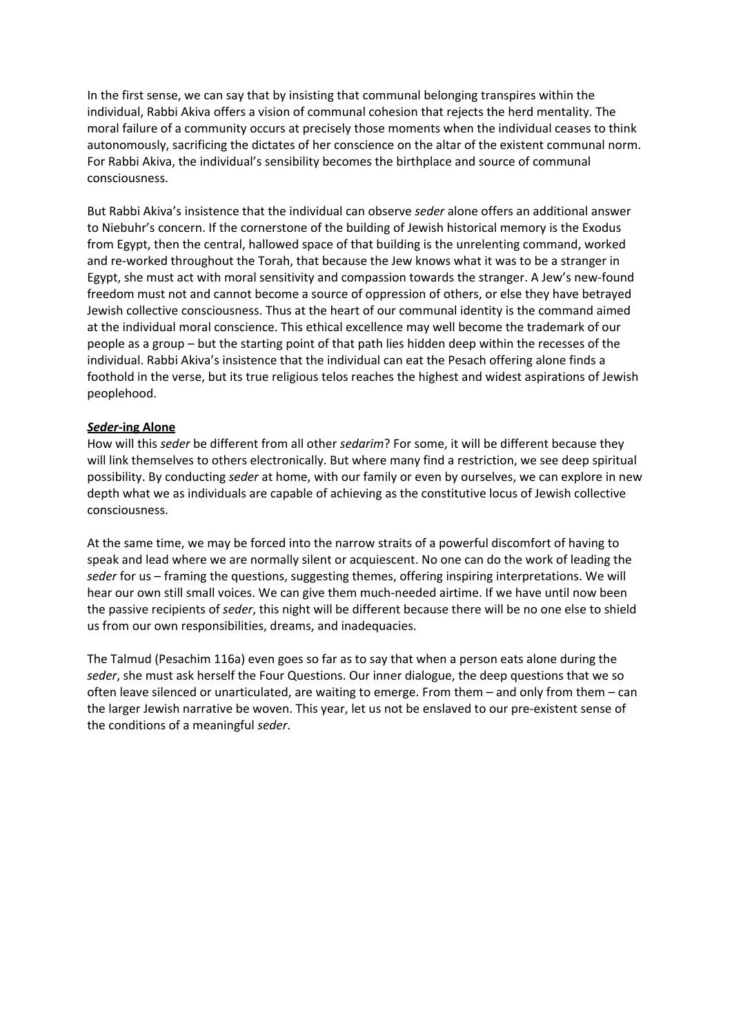In the first sense, we can say that by insisting that communal belonging transpires within the individual, Rabbi Akiva offers a vision of communal cohesion that rejects the herd mentality. The moral failure of a community occurs at precisely those moments when the individual ceases to think autonomously, sacrificing the dictates of her conscience on the altar of the existent communal norm. For Rabbi Akiva, the individual's sensibility becomes the birthplace and source of communal consciousness.

But Rabbi Akiva's insistence that the individual can observe *seder* alone offers an additional answer to Niebuhr's concern. If the cornerstone of the building of Jewish historical memory is the Exodus from Egypt, then the central, hallowed space of that building is the unrelenting command, worked and re-worked throughout the Torah, that because the Jew knows what it was to be a stranger in Egypt, she must act with moral sensitivity and compassion towards the stranger. A Jew's new-found freedom must not and cannot become a source of oppression of others, or else they have betrayed Jewish collective consciousness. Thus at the heart of our communal identity is the command aimed at the individual moral conscience. This ethical excellence may well become the trademark of our people as a group – but the starting point of that path lies hidden deep within the recesses of the individual. Rabbi Akiva's insistence that the individual can eat the Pesach offering alone finds a foothold in the verse, but its true religious telos reaches the highest and widest aspirations of Jewish peoplehood.

### ***Seder*-ing Alone**

How will this *seder* be different from all other *sedarim*? For some, it will be different because they will link themselves to others electronically. But where many find a restriction, we see deep spiritual possibility. By conducting *seder* at home, with our family or even by ourselves, we can explore in new depth what we as individuals are capable of achieving as the constitutive locus of Jewish collective consciousness.

At the same time, we may be forced into the narrow straits of a powerful discomfort of having to speak and lead where we are normally silent or acquiescent. No one can do the work of leading the *seder* for us – framing the questions, suggesting themes, offering inspiring interpretations. We will hear our own still small voices. We can give them much-needed airtime. If we have until now been the passive recipients of *seder*, this night will be different because there will be no one else to shield us from our own responsibilities, dreams, and inadequacies.

The Talmud (Pesachim 116a) even goes so far as to say that when a person eats alone during the *seder*, she must ask herself the Four Questions. Our inner dialogue, the deep questions that we so often leave silenced or unarticulated, are waiting to emerge. From them – and only from them – can the larger Jewish narrative be woven. This year, let us not be enslaved to our pre-existent sense of the conditions of a meaningful *seder*.